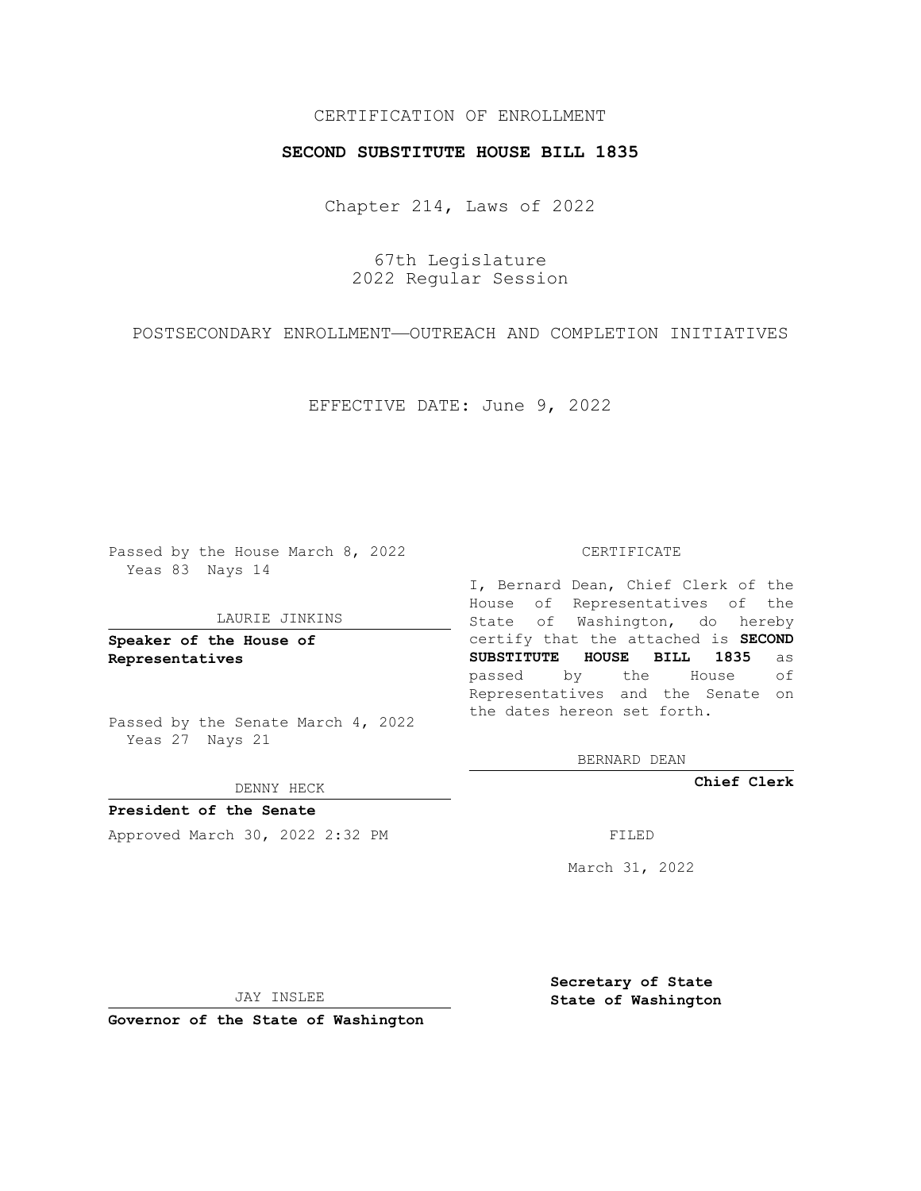CERTIFICATION OF ENROLLMENT

**SECOND SUBSTITUTE HOUSE BILL 1835**

Chapter 214, Laws of 2022

67th Legislature
2022 Regular Session

POSTSECONDARY ENROLLMENT—OUTREACH AND COMPLETION INITIATIVES

EFFECTIVE DATE: June 9, 2022

Passed by the House March 8, 2022
Yeas 83 Nays 14

LAURIE JINKINS

**Speaker of the House of Representatives**

Passed by the Senate March 4, 2022
Yeas 27 Nays 21

DENNY HECK

**President of the Senate**

Approved March 30, 2022 2:32 PM

JAY INSLEE

**Governor of the State of Washington**

CERTIFICATE

I, Bernard Dean, Chief Clerk of the House of Representatives of the State of Washington, do hereby certify that the attached is **SECOND SUBSTITUTE HOUSE BILL 1835** as passed by the House of Representatives and the Senate on the dates hereon set forth.

BERNARD DEAN

**Chief Clerk**

FILED

March 31, 2022

**Secretary of State
State of Washington**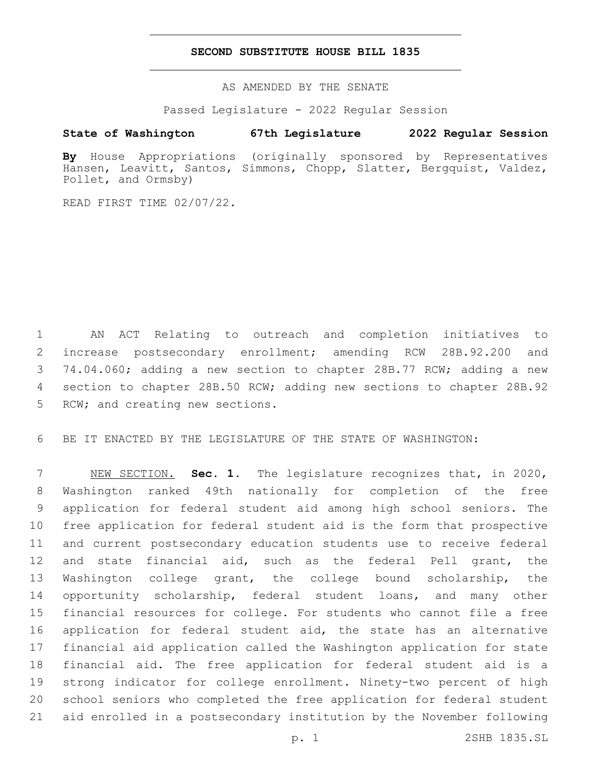# SECOND SUBSTITUTE HOUSE BILL 1835

AS AMENDED BY THE SENATE

Passed Legislature - 2022 Regular Session

**State of Washington 67th Legislature 2022 Regular Session**

**By** House Appropriations (originally sponsored by Representatives Hansen, Leavitt, Santos, Simmons, Chopp, Slatter, Bergquist, Valdez, Pollet, and Ormsby)

READ FIRST TIME 02/07/22.

AN ACT Relating to outreach and completion initiatives to increase postsecondary enrollment; amending RCW 28B.92.200 and 74.04.060; adding a new section to chapter 28B.77 RCW; adding a new section to chapter 28B.50 RCW; adding new sections to chapter 28B.92 RCW; and creating new sections.

BE IT ENACTED BY THE LEGISLATURE OF THE STATE OF WASHINGTON:

NEW SECTION. **Sec. 1.** The legislature recognizes that, in 2020, Washington ranked 49th nationally for completion of the free application for federal student aid among high school seniors. The free application for federal student aid is the form that prospective and current postsecondary education students use to receive federal and state financial aid, such as the federal Pell grant, the Washington college grant, the college bound scholarship, the opportunity scholarship, federal student loans, and many other financial resources for college. For students who cannot file a free application for federal student aid, the state has an alternative financial aid application called the Washington application for state financial aid. The free application for federal student aid is a strong indicator for college enrollment. Ninety-two percent of high school seniors who completed the free application for federal student aid enrolled in a postsecondary institution by the November following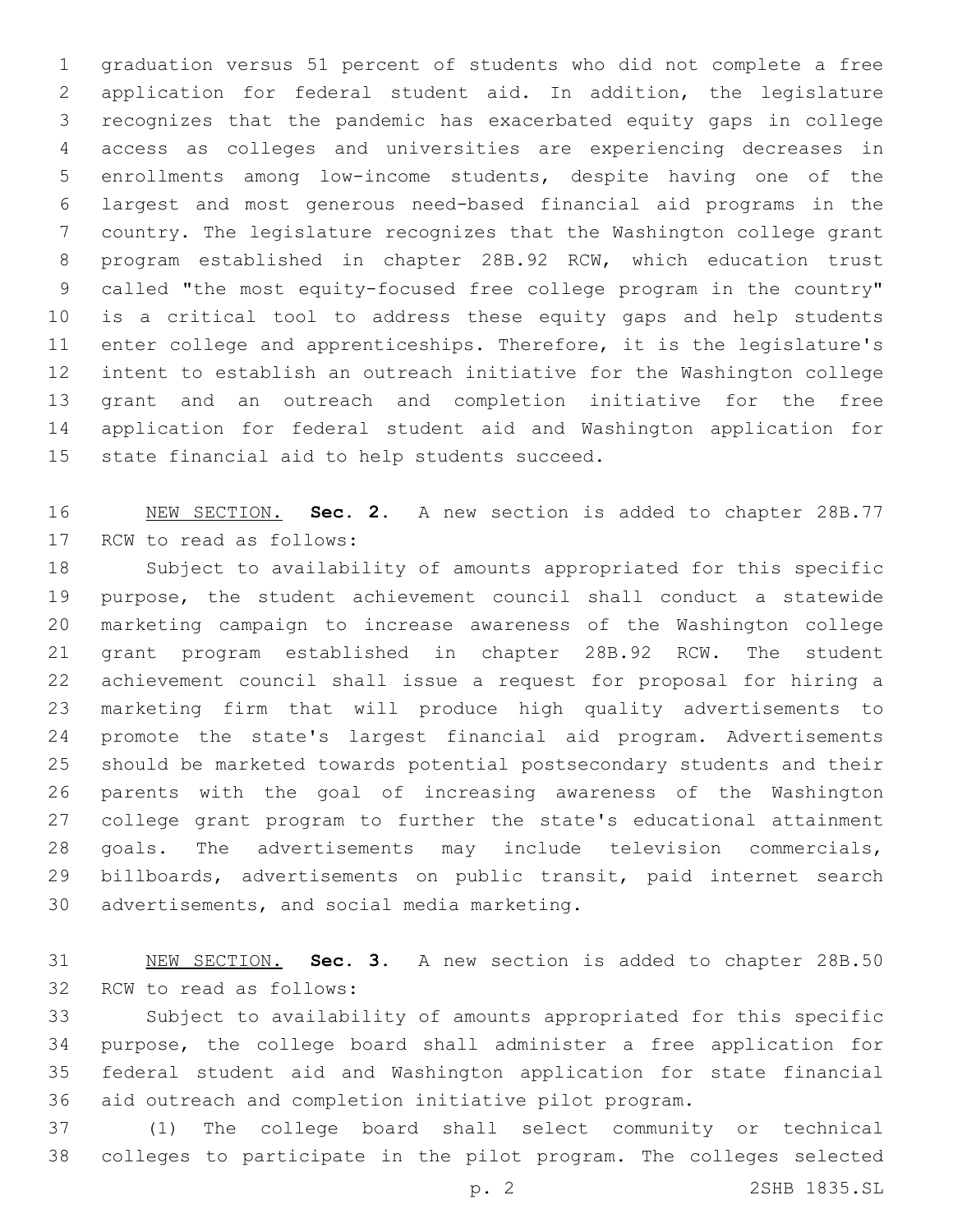graduation versus 51 percent of students who did not complete a free application for federal student aid. In addition, the legislature recognizes that the pandemic has exacerbated equity gaps in college access as colleges and universities are experiencing decreases in enrollments among low-income students, despite having one of the largest and most generous need-based financial aid programs in the country. The legislature recognizes that the Washington college grant program established in chapter 28B.92 RCW, which education trust called "the most equity-focused free college program in the country" is a critical tool to address these equity gaps and help students enter college and apprenticeships. Therefore, it is the legislature's intent to establish an outreach initiative for the Washington college grant and an outreach and completion initiative for the free application for federal student aid and Washington application for state financial aid to help students succeed.

NEW SECTION. **Sec. 2.** A new section is added to chapter 28B.77 RCW to read as follows:

Subject to availability of amounts appropriated for this specific purpose, the student achievement council shall conduct a statewide marketing campaign to increase awareness of the Washington college grant program established in chapter 28B.92 RCW. The student achievement council shall issue a request for proposal for hiring a marketing firm that will produce high quality advertisements to promote the state's largest financial aid program. Advertisements should be marketed towards potential postsecondary students and their parents with the goal of increasing awareness of the Washington college grant program to further the state's educational attainment goals. The advertisements may include television commercials, billboards, advertisements on public transit, paid internet search advertisements, and social media marketing.

NEW SECTION. **Sec. 3.** A new section is added to chapter 28B.50 RCW to read as follows:

Subject to availability of amounts appropriated for this specific purpose, the college board shall administer a free application for federal student aid and Washington application for state financial aid outreach and completion initiative pilot program.

(1) The college board shall select community or technical colleges to participate in the pilot program. The colleges selected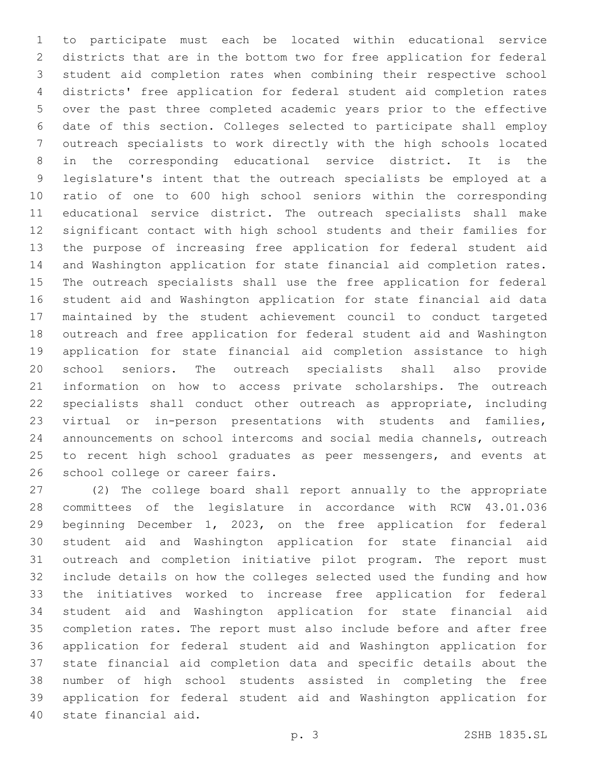to participate must each be located within educational service districts that are in the bottom two for free application for federal student aid completion rates when combining their respective school districts' free application for federal student aid completion rates over the past three completed academic years prior to the effective date of this section. Colleges selected to participate shall employ outreach specialists to work directly with the high schools located in the corresponding educational service district. It is the legislature's intent that the outreach specialists be employed at a ratio of one to 600 high school seniors within the corresponding educational service district. The outreach specialists shall make significant contact with high school students and their families for the purpose of increasing free application for federal student aid and Washington application for state financial aid completion rates. The outreach specialists shall use the free application for federal student aid and Washington application for state financial aid data maintained by the student achievement council to conduct targeted outreach and free application for federal student aid and Washington application for state financial aid completion assistance to high school seniors. The outreach specialists shall also provide information on how to access private scholarships. The outreach specialists shall conduct other outreach as appropriate, including virtual or in-person presentations with students and families, announcements on school intercoms and social media channels, outreach to recent high school graduates as peer messengers, and events at school college or career fairs.

(2) The college board shall report annually to the appropriate committees of the legislature in accordance with RCW 43.01.036 beginning December 1, 2023, on the free application for federal student aid and Washington application for state financial aid outreach and completion initiative pilot program. The report must include details on how the colleges selected used the funding and how the initiatives worked to increase free application for federal student aid and Washington application for state financial aid completion rates. The report must also include before and after free application for federal student aid and Washington application for state financial aid completion data and specific details about the number of high school students assisted in completing the free application for federal student aid and Washington application for state financial aid.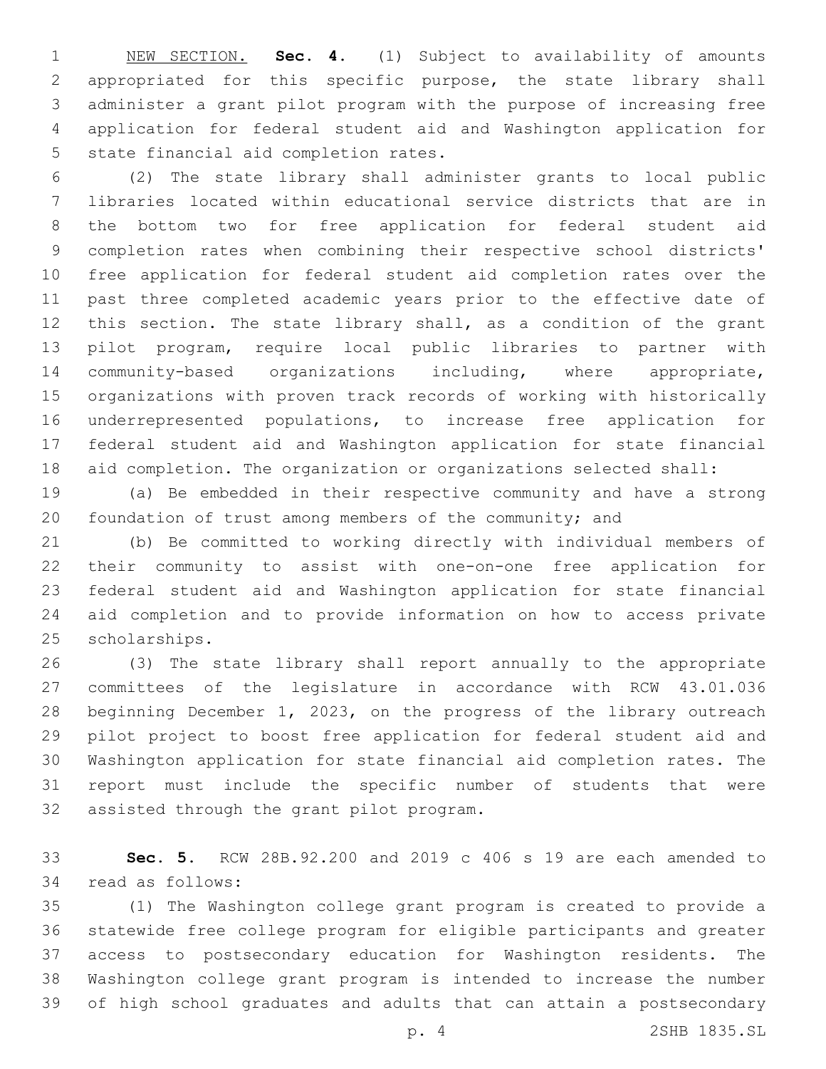NEW SECTION. **Sec. 4.** (1) Subject to availability of amounts appropriated for this specific purpose, the state library shall administer a grant pilot program with the purpose of increasing free application for federal student aid and Washington application for state financial aid completion rates.

(2) The state library shall administer grants to local public libraries located within educational service districts that are in the bottom two for free application for federal student aid completion rates when combining their respective school districts' free application for federal student aid completion rates over the past three completed academic years prior to the effective date of this section. The state library shall, as a condition of the grant pilot program, require local public libraries to partner with community-based organizations including, where appropriate, organizations with proven track records of working with historically underrepresented populations, to increase free application for federal student aid and Washington application for state financial aid completion. The organization or organizations selected shall:

(a) Be embedded in their respective community and have a strong foundation of trust among members of the community; and

(b) Be committed to working directly with individual members of their community to assist with one-on-one free application for federal student aid and Washington application for state financial aid completion and to provide information on how to access private scholarships.

(3) The state library shall report annually to the appropriate committees of the legislature in accordance with RCW 43.01.036 beginning December 1, 2023, on the progress of the library outreach pilot project to boost free application for federal student aid and Washington application for state financial aid completion rates. The report must include the specific number of students that were assisted through the grant pilot program.

**Sec. 5.** RCW 28B.92.200 and 2019 c 406 s 19 are each amended to read as follows:

(1) The Washington college grant program is created to provide a statewide free college program for eligible participants and greater access to postsecondary education for Washington residents. The Washington college grant program is intended to increase the number of high school graduates and adults that can attain a postsecondary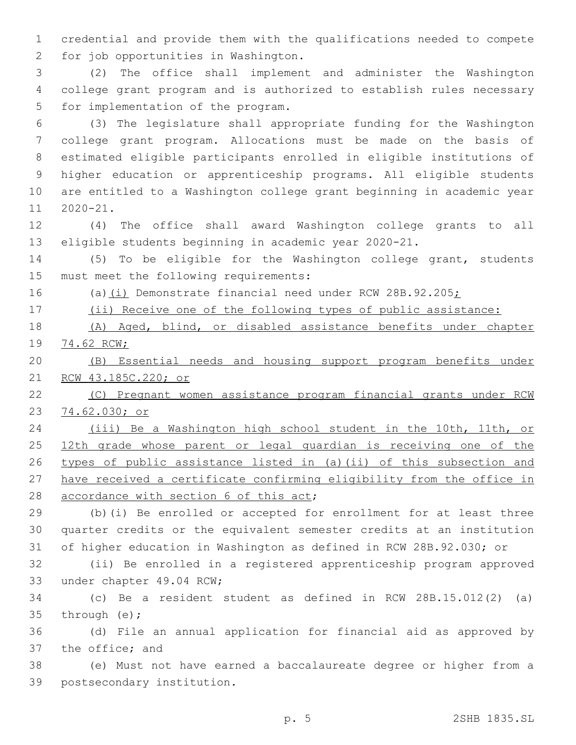credential and provide them with the qualifications needed to compete for job opportunities in Washington.

(2) The office shall implement and administer the Washington college grant program and is authorized to establish rules necessary for implementation of the program.

(3) The legislature shall appropriate funding for the Washington college grant program. Allocations must be made on the basis of estimated eligible participants enrolled in eligible institutions of higher education or apprenticeship programs. All eligible students are entitled to a Washington college grant beginning in academic year 2020-21.

(4) The office shall award Washington college grants to all eligible students beginning in academic year 2020-21.

(5) To be eligible for the Washington college grant, students must meet the following requirements:

(a)(i) Demonstrate financial need under RCW 28B.92.205;

(ii) Receive one of the following types of public assistance:

(A) Aged, blind, or disabled assistance benefits under chapter 74.62 RCW;

(B) Essential needs and housing support program benefits under RCW 43.185C.220; or

(C) Pregnant women assistance program financial grants under RCW 74.62.030; or

(iii) Be a Washington high school student in the 10th, 11th, or 12th grade whose parent or legal guardian is receiving one of the types of public assistance listed in (a)(ii) of this subsection and have received a certificate confirming eligibility from the office in accordance with section 6 of this act;

(b)(i) Be enrolled or accepted for enrollment for at least three quarter credits or the equivalent semester credits at an institution of higher education in Washington as defined in RCW 28B.92.030; or

(ii) Be enrolled in a registered apprenticeship program approved under chapter 49.04 RCW;

(c) Be a resident student as defined in RCW 28B.15.012(2) (a) through (e);

(d) File an annual application for financial aid as approved by the office; and

(e) Must not have earned a baccalaureate degree or higher from a postsecondary institution.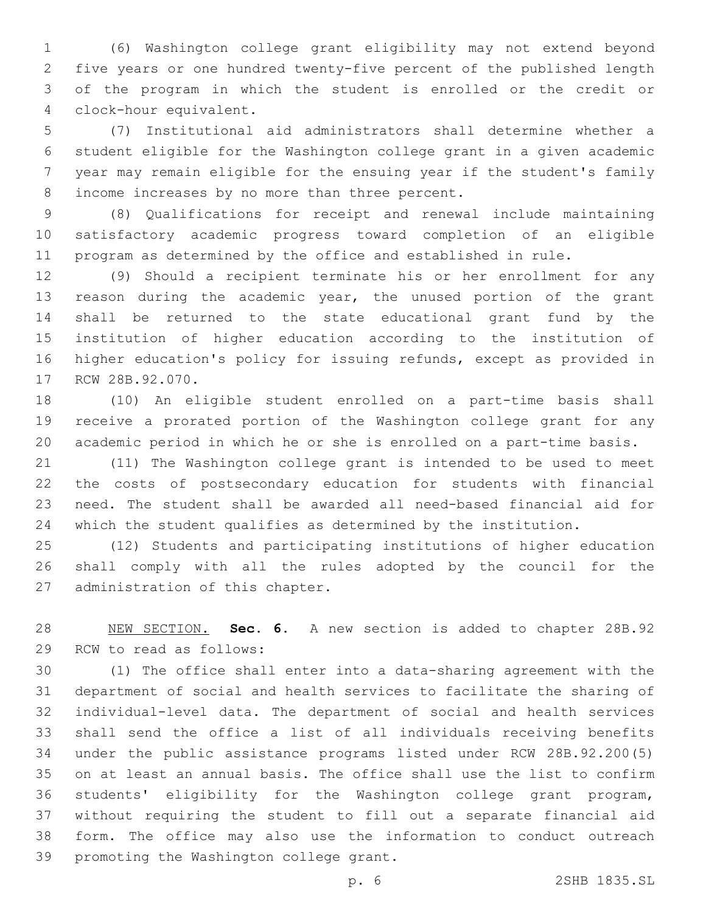(6) Washington college grant eligibility may not extend beyond five years or one hundred twenty-five percent of the published length of the program in which the student is enrolled or the credit or clock-hour equivalent.

(7) Institutional aid administrators shall determine whether a student eligible for the Washington college grant in a given academic year may remain eligible for the ensuing year if the student's family income increases by no more than three percent.

(8) Qualifications for receipt and renewal include maintaining satisfactory academic progress toward completion of an eligible program as determined by the office and established in rule.

(9) Should a recipient terminate his or her enrollment for any reason during the academic year, the unused portion of the grant shall be returned to the state educational grant fund by the institution of higher education according to the institution of higher education's policy for issuing refunds, except as provided in RCW 28B.92.070.

(10) An eligible student enrolled on a part-time basis shall receive a prorated portion of the Washington college grant for any academic period in which he or she is enrolled on a part-time basis.

(11) The Washington college grant is intended to be used to meet the costs of postsecondary education for students with financial need. The student shall be awarded all need-based financial aid for which the student qualifies as determined by the institution.

(12) Students and participating institutions of higher education shall comply with all the rules adopted by the council for the administration of this chapter.

NEW SECTION. **Sec. 6.** A new section is added to chapter 28B.92 RCW to read as follows:

(1) The office shall enter into a data-sharing agreement with the department of social and health services to facilitate the sharing of individual-level data. The department of social and health services shall send the office a list of all individuals receiving benefits under the public assistance programs listed under RCW 28B.92.200(5) on at least an annual basis. The office shall use the list to confirm students' eligibility for the Washington college grant program, without requiring the student to fill out a separate financial aid form. The office may also use the information to conduct outreach promoting the Washington college grant.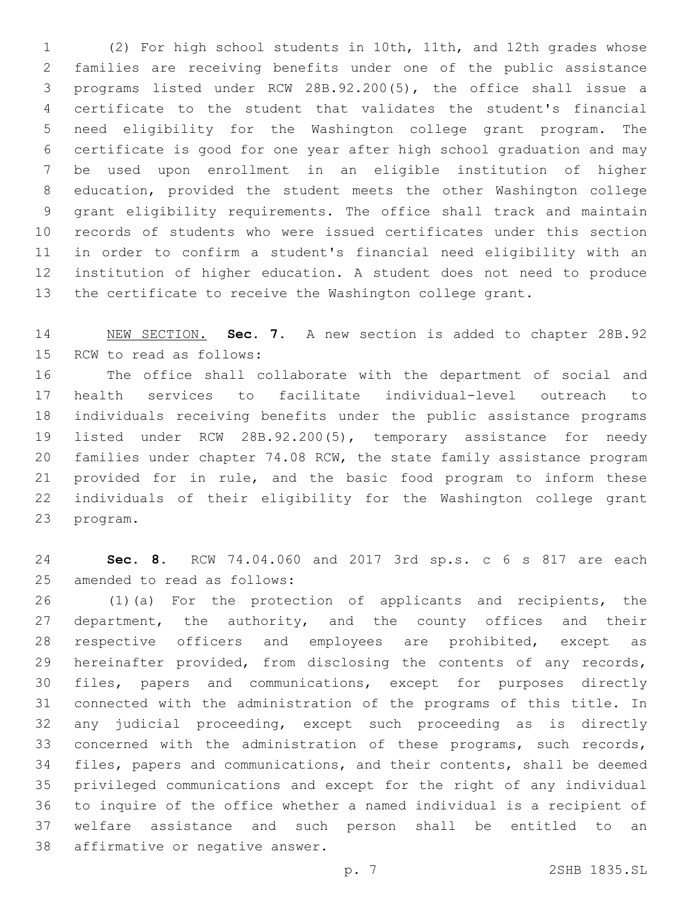(2) For high school students in 10th, 11th, and 12th grades whose families are receiving benefits under one of the public assistance programs listed under RCW 28B.92.200(5), the office shall issue a certificate to the student that validates the student's financial need eligibility for the Washington college grant program. The certificate is good for one year after high school graduation and may be used upon enrollment in an eligible institution of higher education, provided the student meets the other Washington college grant eligibility requirements. The office shall track and maintain records of students who were issued certificates under this section in order to confirm a student's financial need eligibility with an institution of higher education. A student does not need to produce the certificate to receive the Washington college grant.

NEW SECTION. **Sec. 7.** A new section is added to chapter 28B.92 RCW to read as follows:

The office shall collaborate with the department of social and health services to facilitate individual-level outreach to individuals receiving benefits under the public assistance programs listed under RCW 28B.92.200(5), temporary assistance for needy families under chapter 74.08 RCW, the state family assistance program provided for in rule, and the basic food program to inform these individuals of their eligibility for the Washington college grant program.

**Sec. 8.** RCW 74.04.060 and 2017 3rd sp.s. c 6 s 817 are each amended to read as follows:

(1)(a) For the protection of applicants and recipients, the department, the authority, and the county offices and their respective officers and employees are prohibited, except as hereinafter provided, from disclosing the contents of any records, files, papers and communications, except for purposes directly connected with the administration of the programs of this title. In any judicial proceeding, except such proceeding as is directly concerned with the administration of these programs, such records, files, papers and communications, and their contents, shall be deemed privileged communications and except for the right of any individual to inquire of the office whether a named individual is a recipient of welfare assistance and such person shall be entitled to an affirmative or negative answer.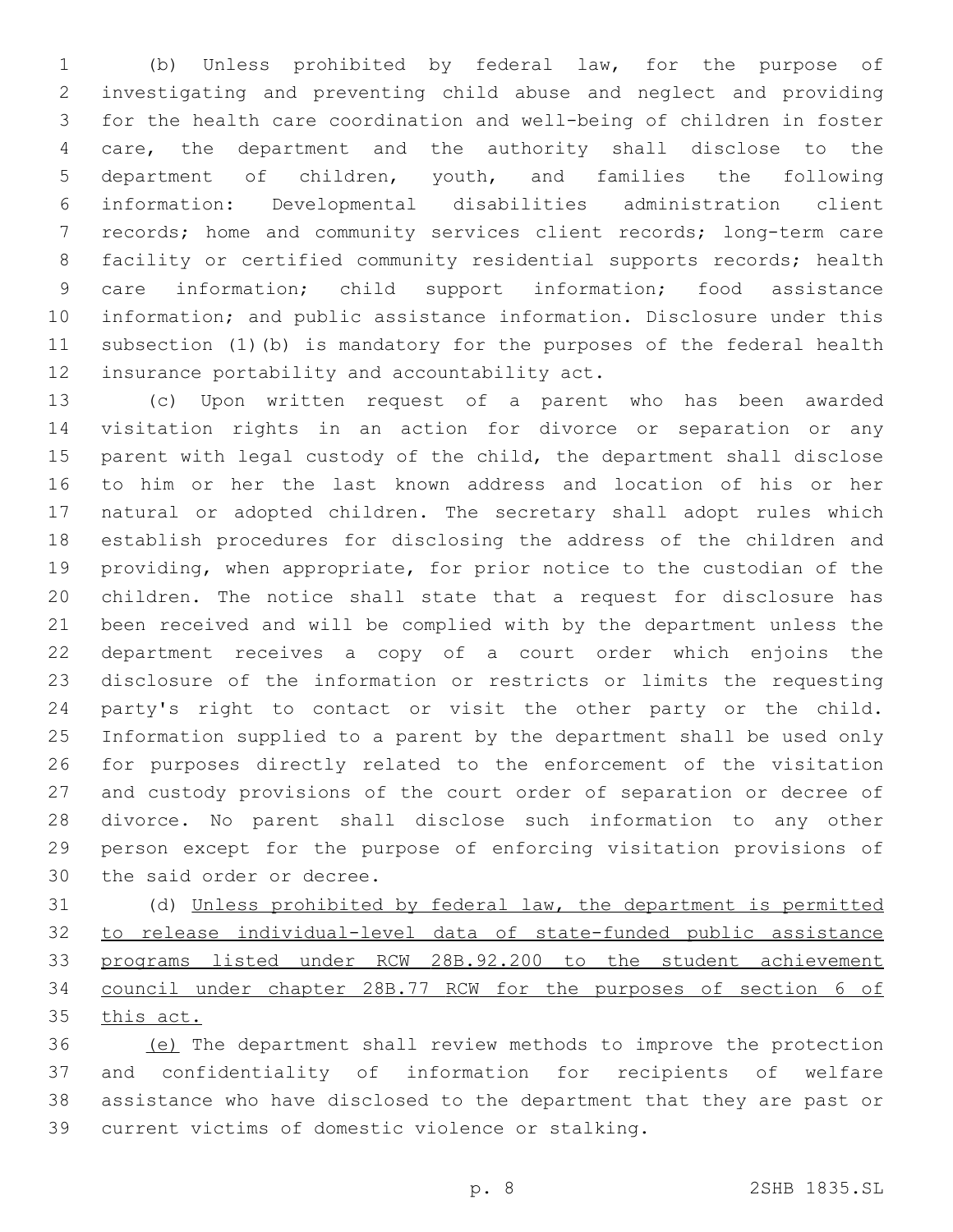(b) Unless prohibited by federal law, for the purpose of investigating and preventing child abuse and neglect and providing for the health care coordination and well-being of children in foster care, the department and the authority shall disclose to the department of children, youth, and families the following information: Developmental disabilities administration client records; home and community services client records; long-term care facility or certified community residential supports records; health care information; child support information; food assistance information; and public assistance information. Disclosure under this subsection (1)(b) is mandatory for the purposes of the federal health insurance portability and accountability act.

(c) Upon written request of a parent who has been awarded visitation rights in an action for divorce or separation or any parent with legal custody of the child, the department shall disclose to him or her the last known address and location of his or her natural or adopted children. The secretary shall adopt rules which establish procedures for disclosing the address of the children and providing, when appropriate, for prior notice to the custodian of the children. The notice shall state that a request for disclosure has been received and will be complied with by the department unless the department receives a copy of a court order which enjoins the disclosure of the information or restricts or limits the requesting party's right to contact or visit the other party or the child. Information supplied to a parent by the department shall be used only for purposes directly related to the enforcement of the visitation and custody provisions of the court order of separation or decree of divorce. No parent shall disclose such information to any other person except for the purpose of enforcing visitation provisions of the said order or decree.

(d) <u>Unless prohibited by federal law, the department is permitted to release individual-level data of state-funded public assistance programs listed under RCW 28B.92.200 to the student achievement council under chapter 28B.77 RCW for the purposes of section 6 of this act.</u>

<u>(e)</u> The department shall review methods to improve the protection and confidentiality of information for recipients of welfare assistance who have disclosed to the department that they are past or current victims of domestic violence or stalking.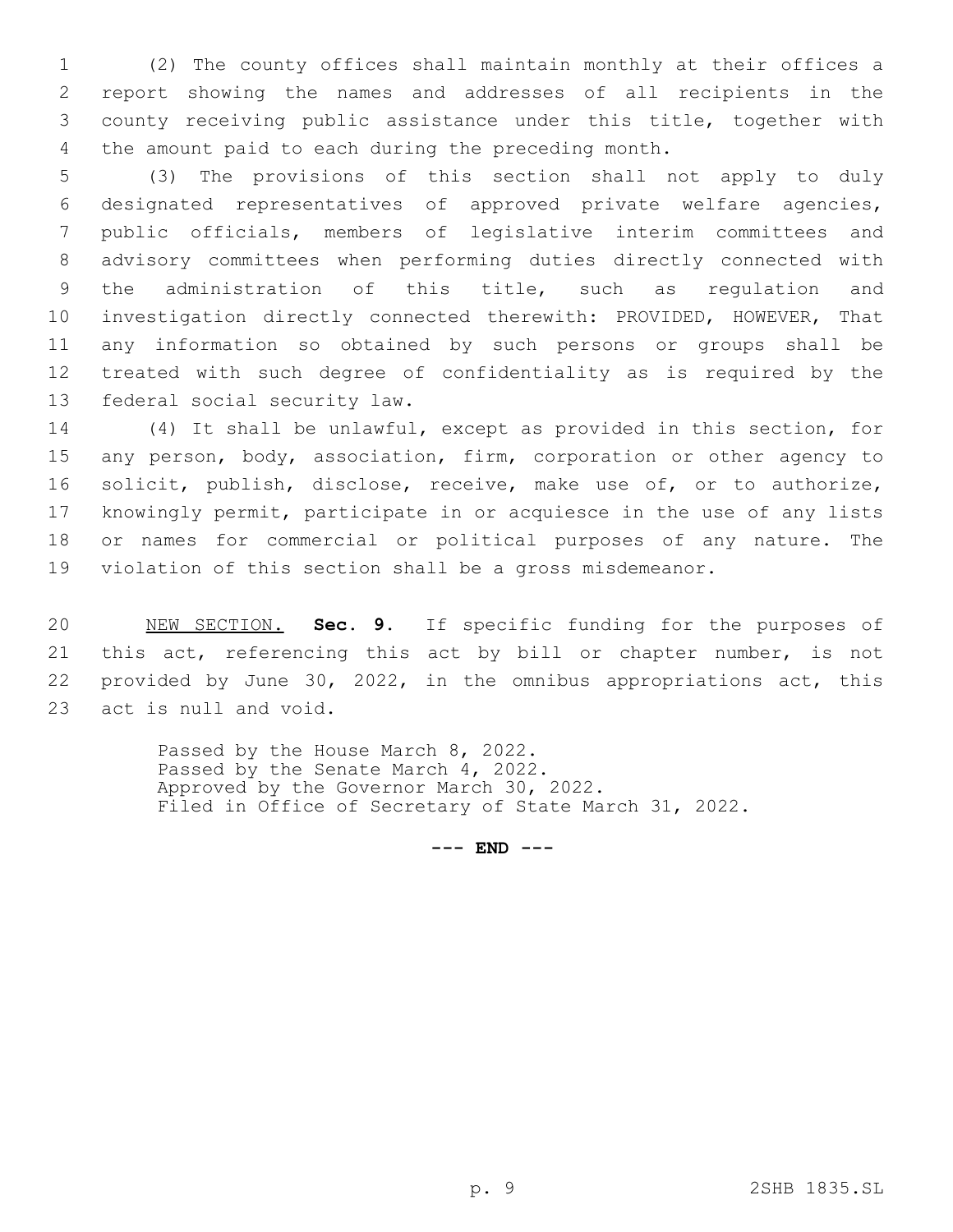(2) The county offices shall maintain monthly at their offices a report showing the names and addresses of all recipients in the county receiving public assistance under this title, together with the amount paid to each during the preceding month.

(3) The provisions of this section shall not apply to duly designated representatives of approved private welfare agencies, public officials, members of legislative interim committees and advisory committees when performing duties directly connected with the administration of this title, such as regulation and investigation directly connected therewith: PROVIDED, HOWEVER, That any information so obtained by such persons or groups shall be treated with such degree of confidentiality as is required by the federal social security law.

(4) It shall be unlawful, except as provided in this section, for any person, body, association, firm, corporation or other agency to solicit, publish, disclose, receive, make use of, or to authorize, knowingly permit, participate in or acquiesce in the use of any lists or names for commercial or political purposes of any nature. The violation of this section shall be a gross misdemeanor.

NEW SECTION. **Sec. 9.** If specific funding for the purposes of this act, referencing this act by bill or chapter number, is not provided by June 30, 2022, in the omnibus appropriations act, this act is null and void.

Passed by the House March 8, 2022.
Passed by the Senate March 4, 2022.
Approved by the Governor March 30, 2022.
Filed in Office of Secretary of State March 31, 2022.

**--- END ---**